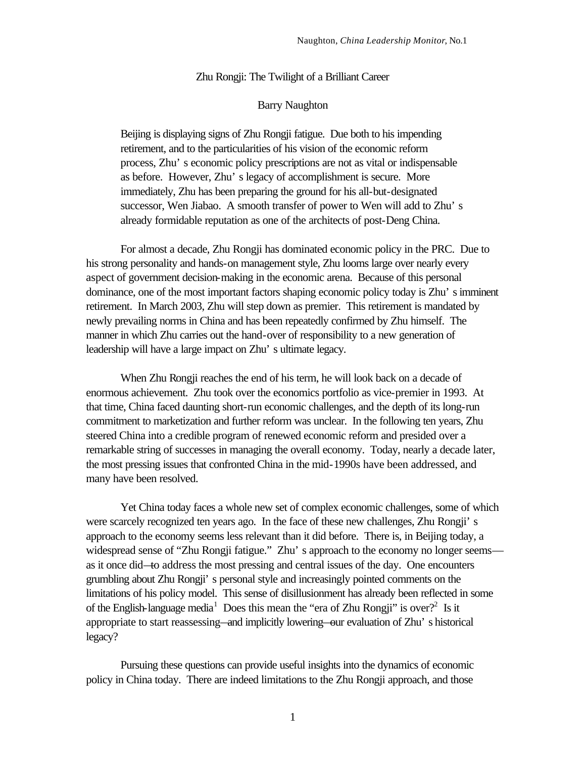# Zhu Rongji: The Twilight of a Brilliant Career

Barry Naughton

> Beijing is displaying signs of Zhu Rongji fatigue. Due both to his impending retirement, and to the particularities of his vision of the economic reform process, Zhu's economic policy prescriptions are not as vital or indispensable as before. However, Zhu's legacy of accomplishment is secure. More immediately, Zhu has been preparing the ground for his all-but-designated successor, Wen Jiabao. A smooth transfer of power to Wen will add to Zhu's already formidable reputation as one of the architects of post-Deng China.

For almost a decade, Zhu Rongji has dominated economic policy in the PRC. Due to his strong personality and hands-on management style, Zhu looms large over nearly every aspect of government decision-making in the economic arena. Because of this personal dominance, one of the most important factors shaping economic policy today is Zhu's imminent retirement. In March 2003, Zhu will step down as premier. This retirement is mandated by newly prevailing norms in China and has been repeatedly confirmed by Zhu himself. The manner in which Zhu carries out the hand-over of responsibility to a new generation of leadership will have a large impact on Zhu's ultimate legacy.

When Zhu Rongji reaches the end of his term, he will look back on a decade of enormous achievement. Zhu took over the economics portfolio as vice-premier in 1993. At that time, China faced daunting short-run economic challenges, and the depth of its long-run commitment to marketization and further reform was unclear. In the following ten years, Zhu steered China into a credible program of renewed economic reform and presided over a remarkable string of successes in managing the overall economy. Today, nearly a decade later, the most pressing issues that confronted China in the mid-1990s have been addressed, and many have been resolved.

Yet China today faces a whole new set of complex economic challenges, some of which were scarcely recognized ten years ago. In the face of these new challenges, Zhu Rongji's approach to the economy seems less relevant than it did before. There is, in Beijing today, a widespread sense of "Zhu Rongji fatigue." Zhu's approach to the economy no longer seems—as it once did—to address the most pressing and central issues of the day. One encounters grumbling about Zhu Rongji's personal style and increasingly pointed comments on the limitations of his policy model. This sense of disillusionment has already been reflected in some of the English-language media[1] Does this mean the "era of Zhu Rongji" is over?[2] Is it appropriate to start reassessing—and implicitly lowering—our evaluation of Zhu's historical legacy?

Pursuing these questions can provide useful insights into the dynamics of economic policy in China today. There are indeed limitations to the Zhu Rongji approach, and those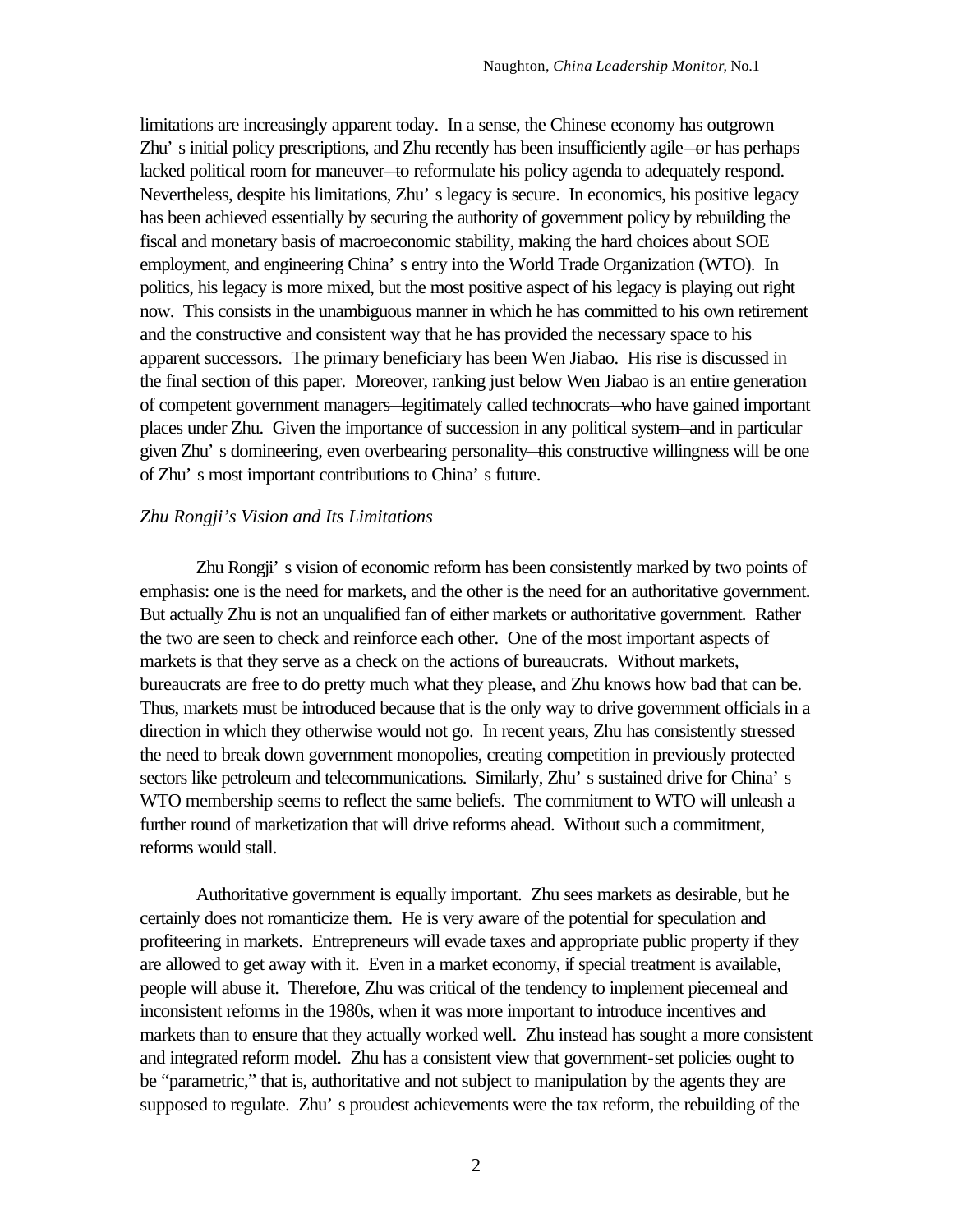limitations are increasingly apparent today. In a sense, the Chinese economy has outgrown Zhu's initial policy prescriptions, and Zhu recently has been insufficiently agile—or has perhaps lacked political room for maneuver—to reformulate his policy agenda to adequately respond. Nevertheless, despite his limitations, Zhu's legacy is secure. In economics, his positive legacy has been achieved essentially by securing the authority of government policy by rebuilding the fiscal and monetary basis of macroeconomic stability, making the hard choices about SOE employment, and engineering China's entry into the World Trade Organization (WTO). In politics, his legacy is more mixed, but the most positive aspect of his legacy is playing out right now. This consists in the unambiguous manner in which he has committed to his own retirement and the constructive and consistent way that he has provided the necessary space to his apparent successors. The primary beneficiary has been Wen Jiabao. His rise is discussed in the final section of this paper. Moreover, ranking just below Wen Jiabao is an entire generation of competent government managers—legitimately called technocrats—who have gained important places under Zhu. Given the importance of succession in any political system—and in particular given Zhu's domineering, even overbearing personality—this constructive willingness will be one of Zhu's most important contributions to China's future.

*Zhu Rongji's Vision and Its Limitations*

Zhu Rongji's vision of economic reform has been consistently marked by two points of emphasis: one is the need for markets, and the other is the need for an authoritative government. But actually Zhu is not an unqualified fan of either markets or authoritative government. Rather the two are seen to check and reinforce each other. One of the most important aspects of markets is that they serve as a check on the actions of bureaucrats. Without markets, bureaucrats are free to do pretty much what they please, and Zhu knows how bad that can be. Thus, markets must be introduced because that is the only way to drive government officials in a direction in which they otherwise would not go. In recent years, Zhu has consistently stressed the need to break down government monopolies, creating competition in previously protected sectors like petroleum and telecommunications. Similarly, Zhu's sustained drive for China's WTO membership seems to reflect the same beliefs. The commitment to WTO will unleash a further round of marketization that will drive reforms ahead. Without such a commitment, reforms would stall.

Authoritative government is equally important. Zhu sees markets as desirable, but he certainly does not romanticize them. He is very aware of the potential for speculation and profiteering in markets. Entrepreneurs will evade taxes and appropriate public property if they are allowed to get away with it. Even in a market economy, if special treatment is available, people will abuse it. Therefore, Zhu was critical of the tendency to implement piecemeal and inconsistent reforms in the 1980s, when it was more important to introduce incentives and markets than to ensure that they actually worked well. Zhu instead has sought a more consistent and integrated reform model. Zhu has a consistent view that government-set policies ought to be "parametric," that is, authoritative and not subject to manipulation by the agents they are supposed to regulate. Zhu's proudest achievements were the tax reform, the rebuilding of the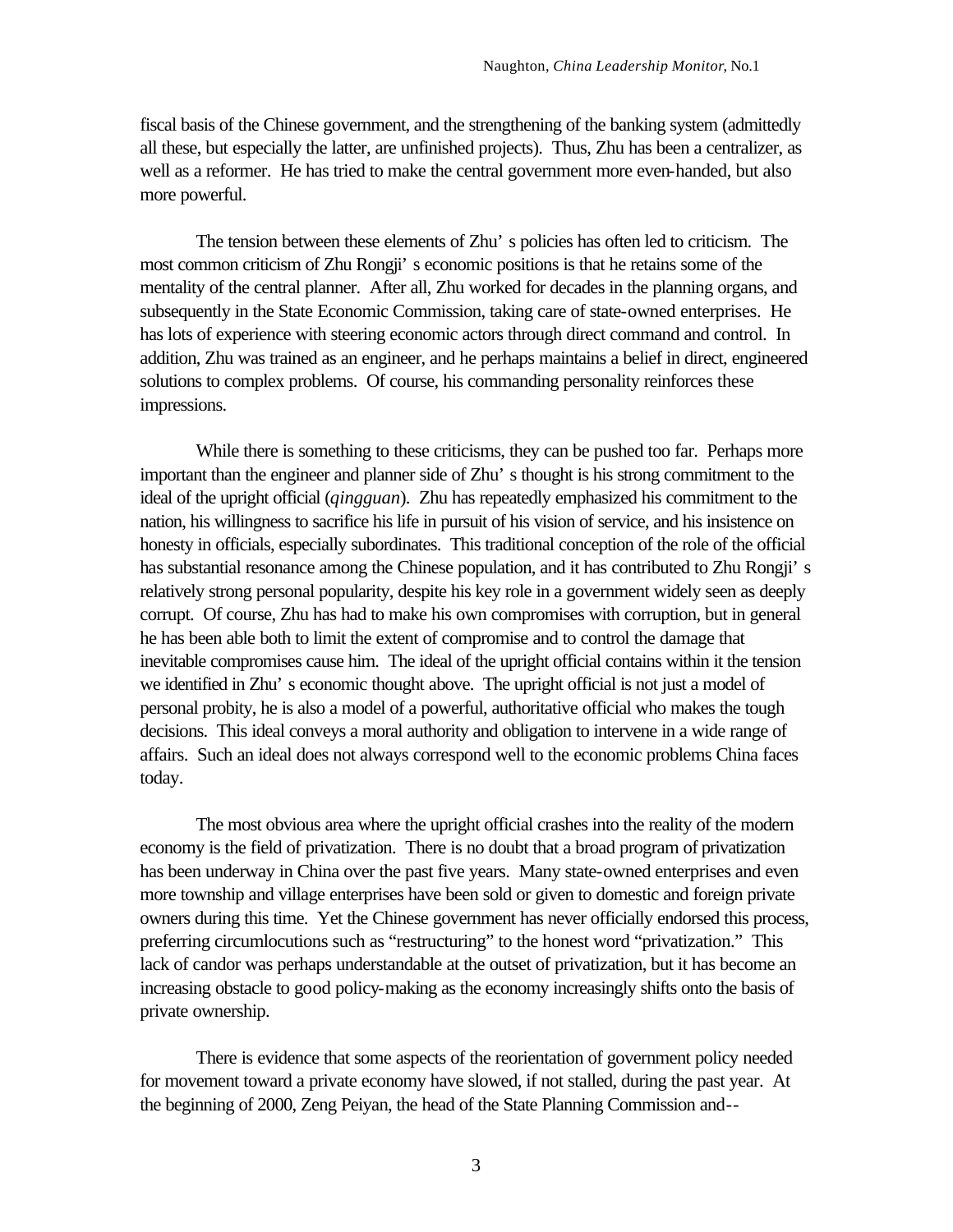fiscal basis of the Chinese government, and the strengthening of the banking system (admittedly all these, but especially the latter, are unfinished projects). Thus, Zhu has been a centralizer, as well as a reformer. He has tried to make the central government more even-handed, but also more powerful.

The tension between these elements of Zhu's policies has often led to criticism. The most common criticism of Zhu Rongji's economic positions is that he retains some of the mentality of the central planner. After all, Zhu worked for decades in the planning organs, and subsequently in the State Economic Commission, taking care of state-owned enterprises. He has lots of experience with steering economic actors through direct command and control. In addition, Zhu was trained as an engineer, and he perhaps maintains a belief in direct, engineered solutions to complex problems. Of course, his commanding personality reinforces these impressions.

While there is something to these criticisms, they can be pushed too far. Perhaps more important than the engineer and planner side of Zhu's thought is his strong commitment to the ideal of the upright official (*qingguan*). Zhu has repeatedly emphasized his commitment to the nation, his willingness to sacrifice his life in pursuit of his vision of service, and his insistence on honesty in officials, especially subordinates. This traditional conception of the role of the official has substantial resonance among the Chinese population, and it has contributed to Zhu Rongji's relatively strong personal popularity, despite his key role in a government widely seen as deeply corrupt. Of course, Zhu has had to make his own compromises with corruption, but in general he has been able both to limit the extent of compromise and to control the damage that inevitable compromises cause him. The ideal of the upright official contains within it the tension we identified in Zhu's economic thought above. The upright official is not just a model of personal probity, he is also a model of a powerful, authoritative official who makes the tough decisions. This ideal conveys a moral authority and obligation to intervene in a wide range of affairs. Such an ideal does not always correspond well to the economic problems China faces today.

The most obvious area where the upright official crashes into the reality of the modern economy is the field of privatization. There is no doubt that a broad program of privatization has been underway in China over the past five years. Many state-owned enterprises and even more township and village enterprises have been sold or given to domestic and foreign private owners during this time. Yet the Chinese government has never officially endorsed this process, preferring circumlocutions such as "restructuring" to the honest word "privatization." This lack of candor was perhaps understandable at the outset of privatization, but it has become an increasing obstacle to good policy-making as the economy increasingly shifts onto the basis of private ownership.

There is evidence that some aspects of the reorientation of government policy needed for movement toward a private economy have slowed, if not stalled, during the past year. At the beginning of 2000, Zeng Peiyan, the head of the State Planning Commission and--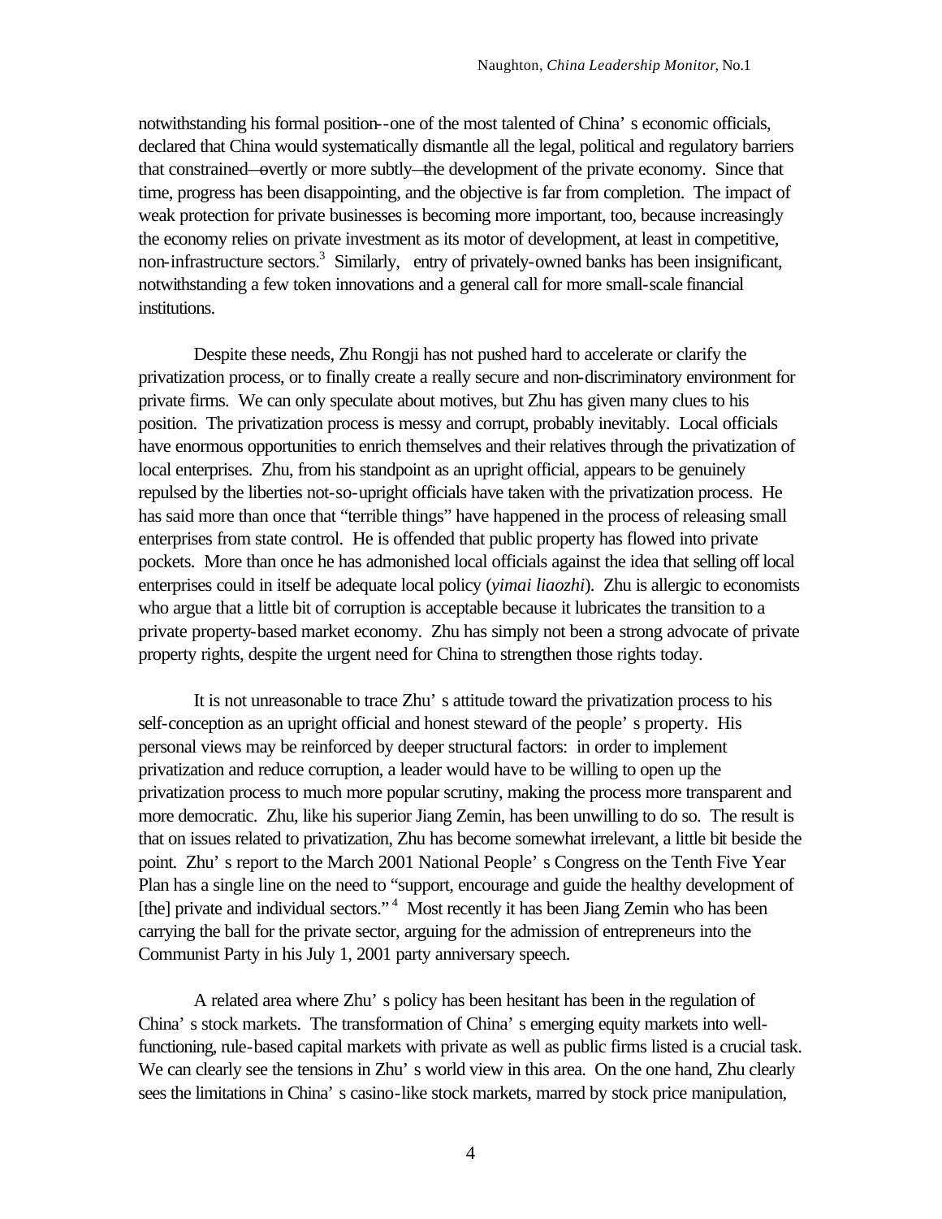notwithstanding his formal position--one of the most talented of China's economic officials, declared that China would systematically dismantle all the legal, political and regulatory barriers that constrained—overtly or more subtly—the development of the private economy. Since that time, progress has been disappointing, and the objective is far from completion. The impact of weak protection for private businesses is becoming more important, too, because increasingly the economy relies on private investment as its motor of development, at least in competitive, non-infrastructure sectors.[3] Similarly, entry of privately-owned banks has been insignificant, notwithstanding a few token innovations and a general call for more small-scale financial institutions.

Despite these needs, Zhu Rongji has not pushed hard to accelerate or clarify the privatization process, or to finally create a really secure and non-discriminatory environment for private firms. We can only speculate about motives, but Zhu has given many clues to his position. The privatization process is messy and corrupt, probably inevitably. Local officials have enormous opportunities to enrich themselves and their relatives through the privatization of local enterprises. Zhu, from his standpoint as an upright official, appears to be genuinely repulsed by the liberties not-so-upright officials have taken with the privatization process. He has said more than once that "terrible things" have happened in the process of releasing small enterprises from state control. He is offended that public property has flowed into private pockets. More than once he has admonished local officials against the idea that selling off local enterprises could in itself be adequate local policy (*yimai liaozhi*). Zhu is allergic to economists who argue that a little bit of corruption is acceptable because it lubricates the transition to a private property-based market economy. Zhu has simply not been a strong advocate of private property rights, despite the urgent need for China to strengthen those rights today.

It is not unreasonable to trace Zhu's attitude toward the privatization process to his self-conception as an upright official and honest steward of the people's property. His personal views may be reinforced by deeper structural factors: in order to implement privatization and reduce corruption, a leader would have to be willing to open up the privatization process to much more popular scrutiny, making the process more transparent and more democratic. Zhu, like his superior Jiang Zemin, has been unwilling to do so. The result is that on issues related to privatization, Zhu has become somewhat irrelevant, a little bit beside the point. Zhu's report to the March 2001 National People's Congress on the Tenth Five Year Plan has a single line on the need to "support, encourage and guide the healthy development of [the] private and individual sectors."[4] Most recently it has been Jiang Zemin who has been carrying the ball for the private sector, arguing for the admission of entrepreneurs into the Communist Party in his July 1, 2001 party anniversary speech.

A related area where Zhu's policy has been hesitant has been in the regulation of China's stock markets. The transformation of China's emerging equity markets into well-functioning, rule-based capital markets with private as well as public firms listed is a crucial task. We can clearly see the tensions in Zhu's world view in this area. On the one hand, Zhu clearly sees the limitations in China's casino-like stock markets, marred by stock price manipulation,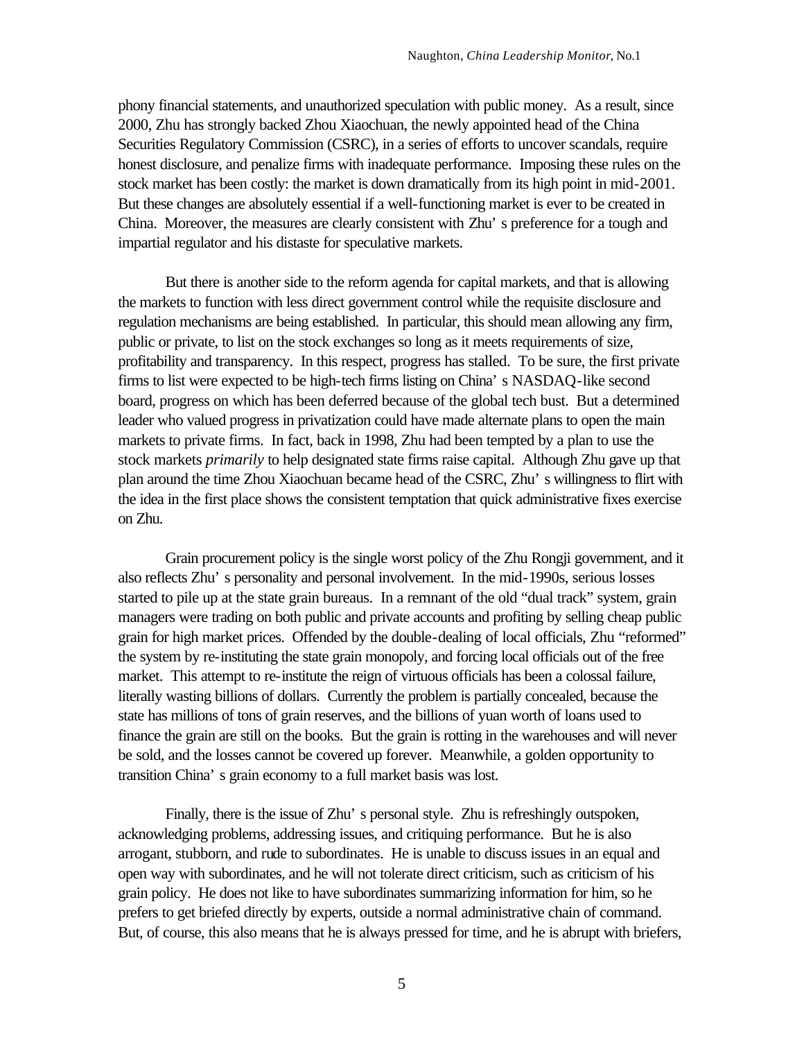phony financial statements, and unauthorized speculation with public money. As a result, since 2000, Zhu has strongly backed Zhou Xiaochuan, the newly appointed head of the China Securities Regulatory Commission (CSRC), in a series of efforts to uncover scandals, require honest disclosure, and penalize firms with inadequate performance. Imposing these rules on the stock market has been costly: the market is down dramatically from its high point in mid-2001. But these changes are absolutely essential if a well-functioning market is ever to be created in China. Moreover, the measures are clearly consistent with Zhu's preference for a tough and impartial regulator and his distaste for speculative markets.

But there is another side to the reform agenda for capital markets, and that is allowing the markets to function with less direct government control while the requisite disclosure and regulation mechanisms are being established. In particular, this should mean allowing any firm, public or private, to list on the stock exchanges so long as it meets requirements of size, profitability and transparency. In this respect, progress has stalled. To be sure, the first private firms to list were expected to be high-tech firms listing on China's NASDAQ-like second board, progress on which has been deferred because of the global tech bust. But a determined leader who valued progress in privatization could have made alternate plans to open the main markets to private firms. In fact, back in 1998, Zhu had been tempted by a plan to use the stock markets *primarily* to help designated state firms raise capital. Although Zhu gave up that plan around the time Zhou Xiaochuan became head of the CSRC, Zhu's willingness to flirt with the idea in the first place shows the consistent temptation that quick administrative fixes exercise on Zhu.

Grain procurement policy is the single worst policy of the Zhu Rongji government, and it also reflects Zhu's personality and personal involvement. In the mid-1990s, serious losses started to pile up at the state grain bureaus. In a remnant of the old "dual track" system, grain managers were trading on both public and private accounts and profiting by selling cheap public grain for high market prices. Offended by the double-dealing of local officials, Zhu "reformed" the system by re-instituting the state grain monopoly, and forcing local officials out of the free market. This attempt to re-institute the reign of virtuous officials has been a colossal failure, literally wasting billions of dollars. Currently the problem is partially concealed, because the state has millions of tons of grain reserves, and the billions of yuan worth of loans used to finance the grain are still on the books. But the grain is rotting in the warehouses and will never be sold, and the losses cannot be covered up forever. Meanwhile, a golden opportunity to transition China's grain economy to a full market basis was lost.

Finally, there is the issue of Zhu's personal style. Zhu is refreshingly outspoken, acknowledging problems, addressing issues, and critiquing performance. But he is also arrogant, stubborn, and rude to subordinates. He is unable to discuss issues in an equal and open way with subordinates, and he will not tolerate direct criticism, such as criticism of his grain policy. He does not like to have subordinates summarizing information for him, so he prefers to get briefed directly by experts, outside a normal administrative chain of command. But, of course, this also means that he is always pressed for time, and he is abrupt with briefers,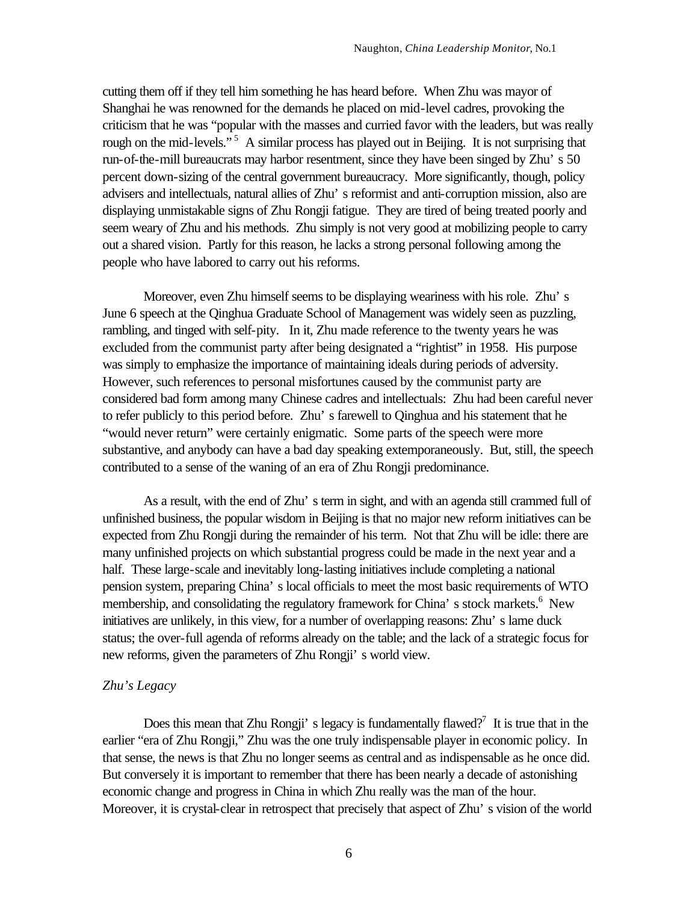cutting them off if they tell him something he has heard before. When Zhu was mayor of Shanghai he was renowned for the demands he placed on mid-level cadres, provoking the criticism that he was "popular with the masses and curried favor with the leaders, but was really rough on the mid-levels."[5] A similar process has played out in Beijing. It is not surprising that run-of-the-mill bureaucrats may harbor resentment, since they have been singed by Zhu's 50 percent down-sizing of the central government bureaucracy. More significantly, though, policy advisers and intellectuals, natural allies of Zhu's reformist and anti-corruption mission, also are displaying unmistakable signs of Zhu Rongji fatigue. They are tired of being treated poorly and seem weary of Zhu and his methods. Zhu simply is not very good at mobilizing people to carry out a shared vision. Partly for this reason, he lacks a strong personal following among the people who have labored to carry out his reforms.

Moreover, even Zhu himself seems to be displaying weariness with his role. Zhu's June 6 speech at the Qinghua Graduate School of Management was widely seen as puzzling, rambling, and tinged with self-pity. In it, Zhu made reference to the twenty years he was excluded from the communist party after being designated a "rightist" in 1958. His purpose was simply to emphasize the importance of maintaining ideals during periods of adversity. However, such references to personal misfortunes caused by the communist party are considered bad form among many Chinese cadres and intellectuals: Zhu had been careful never to refer publicly to this period before. Zhu's farewell to Qinghua and his statement that he "would never return" were certainly enigmatic. Some parts of the speech were more substantive, and anybody can have a bad day speaking extemporaneously. But, still, the speech contributed to a sense of the waning of an era of Zhu Rongji predominance.

As a result, with the end of Zhu's term in sight, and with an agenda still crammed full of unfinished business, the popular wisdom in Beijing is that no major new reform initiatives can be expected from Zhu Rongji during the remainder of his term. Not that Zhu will be idle: there are many unfinished projects on which substantial progress could be made in the next year and a half. These large-scale and inevitably long-lasting initiatives include completing a national pension system, preparing China's local officials to meet the most basic requirements of WTO membership, and consolidating the regulatory framework for China's stock markets.[6] New initiatives are unlikely, in this view, for a number of overlapping reasons: Zhu's lame duck status; the over-full agenda of reforms already on the table; and the lack of a strategic focus for new reforms, given the parameters of Zhu Rongji's world view.

*Zhu's Legacy*

Does this mean that Zhu Rongji's legacy is fundamentally flawed?[7] It is true that in the earlier "era of Zhu Rongji," Zhu was the one truly indispensable player in economic policy. In that sense, the news is that Zhu no longer seems as central and as indispensable as he once did. But conversely it is important to remember that there has been nearly a decade of astonishing economic change and progress in China in which Zhu really was the man of the hour. Moreover, it is crystal-clear in retrospect that precisely that aspect of Zhu's vision of the world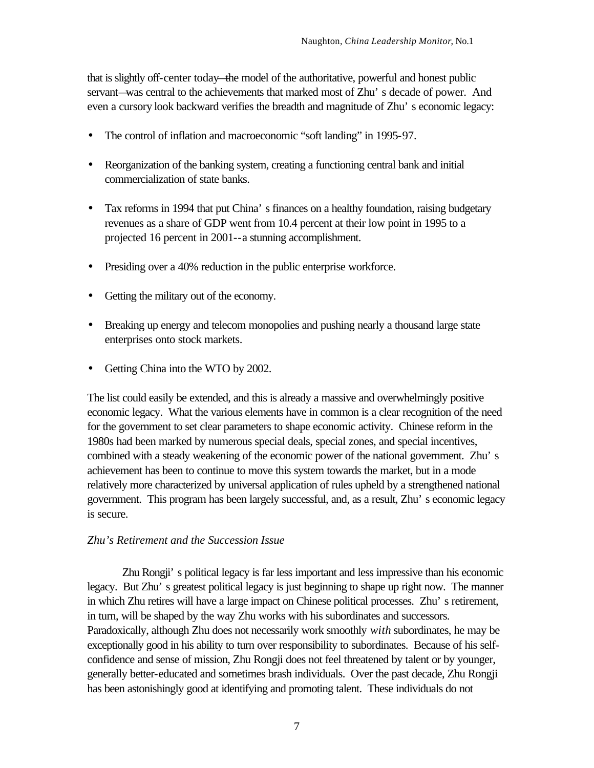that is slightly off-center today—the model of the authoritative, powerful and honest public servant—was central to the achievements that marked most of Zhu's decade of power. And even a cursory look backward verifies the breadth and magnitude of Zhu's economic legacy:

- The control of inflation and macroeconomic "soft landing" in 1995-97.
- Reorganization of the banking system, creating a functioning central bank and initial commercialization of state banks.
- Tax reforms in 1994 that put China's finances on a healthy foundation, raising budgetary revenues as a share of GDP went from 10.4 percent at their low point in 1995 to a projected 16 percent in 2001--a stunning accomplishment.
- Presiding over a 40% reduction in the public enterprise workforce.
- Getting the military out of the economy.
- Breaking up energy and telecom monopolies and pushing nearly a thousand large state enterprises onto stock markets.
- Getting China into the WTO by 2002.

The list could easily be extended, and this is already a massive and overwhelmingly positive economic legacy. What the various elements have in common is a clear recognition of the need for the government to set clear parameters to shape economic activity. Chinese reform in the 1980s had been marked by numerous special deals, special zones, and special incentives, combined with a steady weakening of the economic power of the national government. Zhu's achievement has been to continue to move this system towards the market, but in a mode relatively more characterized by universal application of rules upheld by a strengthened national government. This program has been largely successful, and, as a result, Zhu's economic legacy is secure.

*Zhu's Retirement and the Succession Issue*

Zhu Rongji's political legacy is far less important and less impressive than his economic legacy. But Zhu's greatest political legacy is just beginning to shape up right now. The manner in which Zhu retires will have a large impact on Chinese political processes. Zhu's retirement, in turn, will be shaped by the way Zhu works with his subordinates and successors. Paradoxically, although Zhu does not necessarily work smoothly *with* subordinates, he may be exceptionally good in his ability to turn over responsibility to subordinates. Because of his self-confidence and sense of mission, Zhu Rongji does not feel threatened by talent or by younger, generally better-educated and sometimes brash individuals. Over the past decade, Zhu Rongji has been astonishingly good at identifying and promoting talent. These individuals do not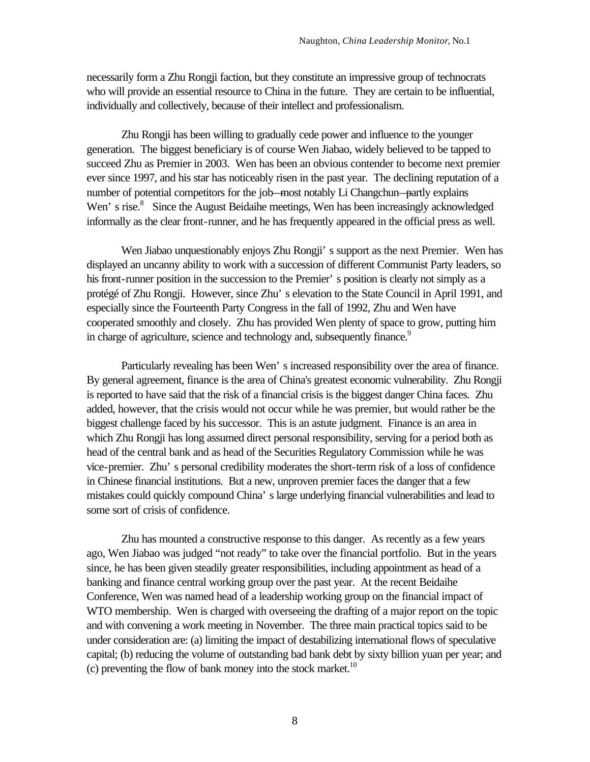necessarily form a Zhu Rongji faction, but they constitute an impressive group of technocrats who will provide an essential resource to China in the future. They are certain to be influential, individually and collectively, because of their intellect and professionalism.

Zhu Rongji has been willing to gradually cede power and influence to the younger generation. The biggest beneficiary is of course Wen Jiabao, widely believed to be tapped to succeed Zhu as Premier in 2003. Wen has been an obvious contender to become next premier ever since 1997, and his star has noticeably risen in the past year. The declining reputation of a number of potential competitors for the job—most notably Li Changchun—partly explains Wen's rise.[8] Since the August Beidaihe meetings, Wen has been increasingly acknowledged informally as the clear front-runner, and he has frequently appeared in the official press as well.

Wen Jiabao unquestionably enjoys Zhu Rongji's support as the next Premier. Wen has displayed an uncanny ability to work with a succession of different Communist Party leaders, so his front-runner position in the succession to the Premier's position is clearly not simply as a protégé of Zhu Rongji. However, since Zhu's elevation to the State Council in April 1991, and especially since the Fourteenth Party Congress in the fall of 1992, Zhu and Wen have cooperated smoothly and closely. Zhu has provided Wen plenty of space to grow, putting him in charge of agriculture, science and technology and, subsequently finance.[9]

Particularly revealing has been Wen's increased responsibility over the area of finance. By general agreement, finance is the area of China's greatest economic vulnerability. Zhu Rongji is reported to have said that the risk of a financial crisis is the biggest danger China faces. Zhu added, however, that the crisis would not occur while he was premier, but would rather be the biggest challenge faced by his successor. This is an astute judgment. Finance is an area in which Zhu Rongji has long assumed direct personal responsibility, serving for a period both as head of the central bank and as head of the Securities Regulatory Commission while he was vice-premier. Zhu's personal credibility moderates the short-term risk of a loss of confidence in Chinese financial institutions. But a new, unproven premier faces the danger that a few mistakes could quickly compound China's large underlying financial vulnerabilities and lead to some sort of crisis of confidence.

Zhu has mounted a constructive response to this danger. As recently as a few years ago, Wen Jiabao was judged "not ready" to take over the financial portfolio. But in the years since, he has been given steadily greater responsibilities, including appointment as head of a banking and finance central working group over the past year. At the recent Beidaihe Conference, Wen was named head of a leadership working group on the financial impact of WTO membership. Wen is charged with overseeing the drafting of a major report on the topic and with convening a work meeting in November. The three main practical topics said to be under consideration are: (a) limiting the impact of destabilizing international flows of speculative capital; (b) reducing the volume of outstanding bad bank debt by sixty billion yuan per year; and (c) preventing the flow of bank money into the stock market.[10]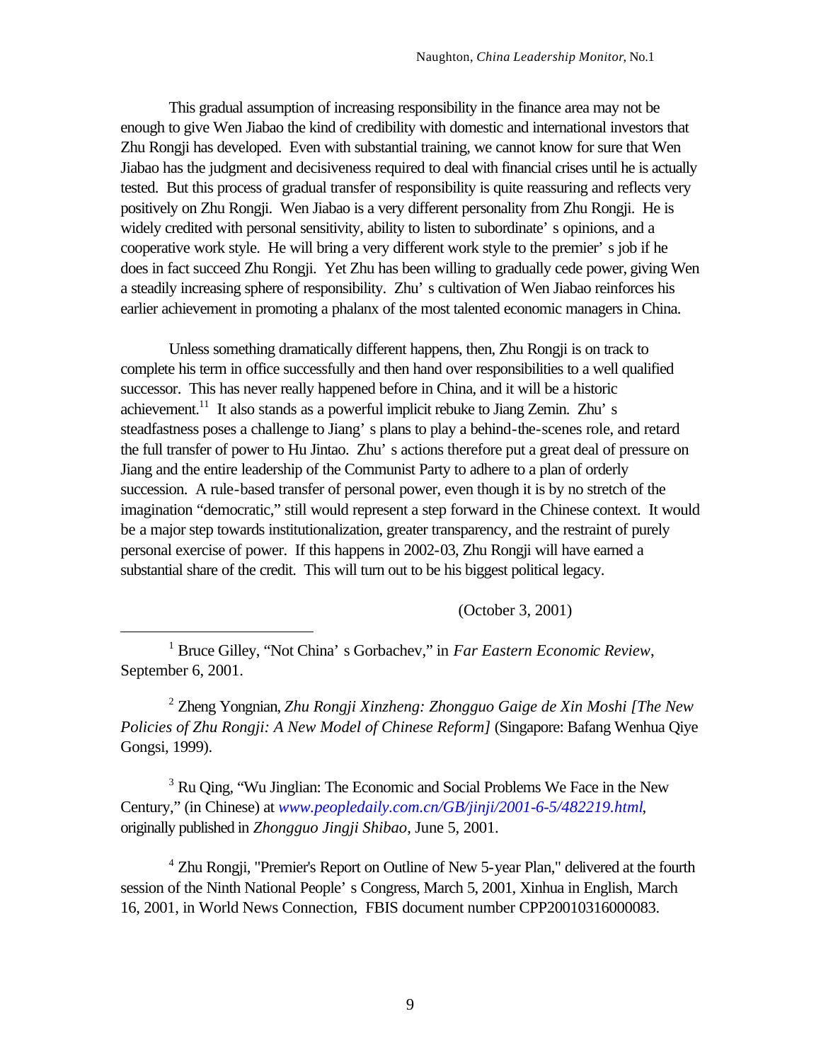This gradual assumption of increasing responsibility in the finance area may not be enough to give Wen Jiabao the kind of credibility with domestic and international investors that Zhu Rongji has developed. Even with substantial training, we cannot know for sure that Wen Jiabao has the judgment and decisiveness required to deal with financial crises until he is actually tested. But this process of gradual transfer of responsibility is quite reassuring and reflects very positively on Zhu Rongji. Wen Jiabao is a very different personality from Zhu Rongji. He is widely credited with personal sensitivity, ability to listen to subordinate's opinions, and a cooperative work style. He will bring a very different work style to the premier's job if he does in fact succeed Zhu Rongji. Yet Zhu has been willing to gradually cede power, giving Wen a steadily increasing sphere of responsibility. Zhu's cultivation of Wen Jiabao reinforces his earlier achievement in promoting a phalanx of the most talented economic managers in China.

Unless something dramatically different happens, then, Zhu Rongji is on track to complete his term in office successfully and then hand over responsibilities to a well qualified successor. This has never really happened before in China, and it will be a historic achievement.[11] It also stands as a powerful implicit rebuke to Jiang Zemin. Zhu's steadfastness poses a challenge to Jiang's plans to play a behind-the-scenes role, and retard the full transfer of power to Hu Jintao. Zhu's actions therefore put a great deal of pressure on Jiang and the entire leadership of the Communist Party to adhere to a plan of orderly succession. A rule-based transfer of personal power, even though it is by no stretch of the imagination "democratic," still would represent a step forward in the Chinese context. It would be a major step towards institutionalization, greater transparency, and the restraint of purely personal exercise of power. If this happens in 2002-03, Zhu Rongji will have earned a substantial share of the credit. This will turn out to be his biggest political legacy.

(October 3, 2001)

---

[1] Bruce Gilley, "Not China's Gorbachev," in *Far Eastern Economic Review*, September 6, 2001.

[2] Zheng Yongnian, *Zhu Rongji Xinzheng: Zhongguo Gaige de Xin Moshi [The New Policies of Zhu Rongji: A New Model of Chinese Reform]* (Singapore: Bafang Wenhua Qiye Gongsi, 1999).

[3] Ru Qing, "Wu Jinglian: The Economic and Social Problems We Face in the New Century," (in Chinese) at *www.peopledaily.com.cn/GB/jinji/2001-6-5/482219.html*, originally published in *Zhongguo Jingji Shibao*, June 5, 2001.

[4] Zhu Rongji, "Premier's Report on Outline of New 5-year Plan," delivered at the fourth session of the Ninth National People's Congress, March 5, 2001, Xinhua in English, March 16, 2001, in World News Connection, FBIS document number CPP20010316000083.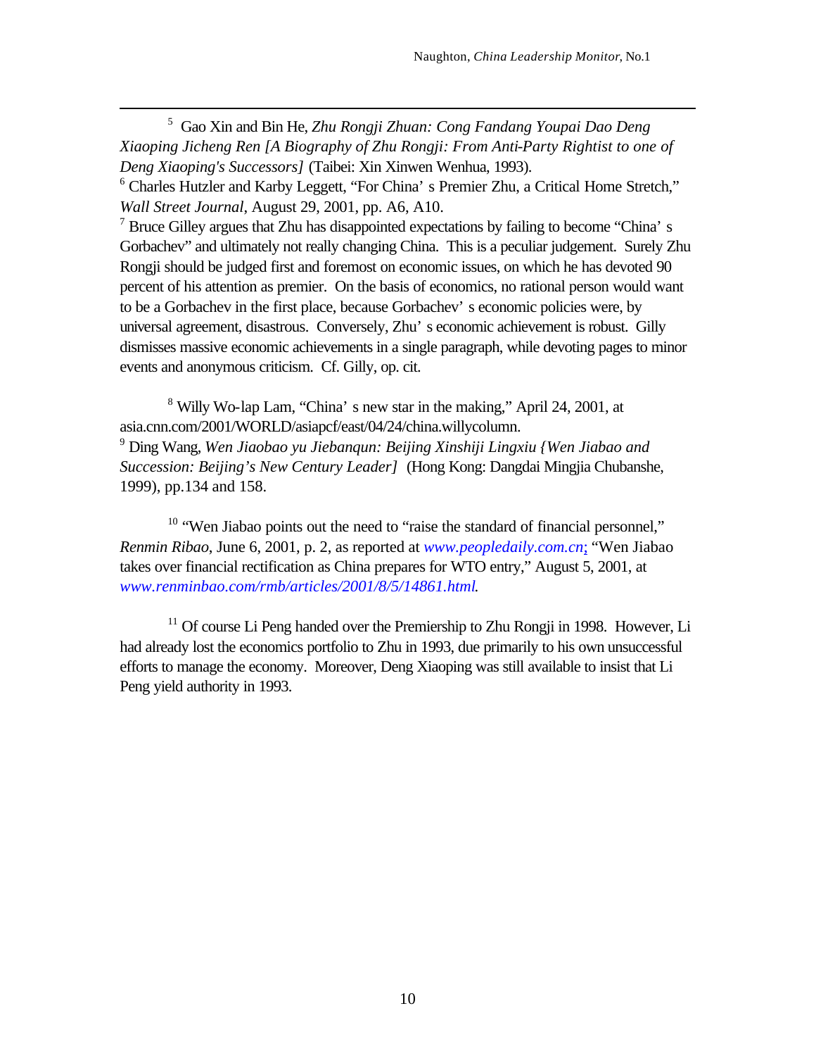[5] Gao Xin and Bin He, *Zhu Rongji Zhuan: Cong Fandang Youpai Dao Deng Xiaoping Jicheng Ren [A Biography of Zhu Rongji: From Anti-Party Rightist to one of Deng Xiaoping's Successors]* (Taibei: Xin Xinwen Wenhua, 1993).

[6] Charles Hutzler and Karby Leggett, "For China' s Premier Zhu, a Critical Home Stretch," *Wall Street Journal*, August 29, 2001, pp. A6, A10.

[7] Bruce Gilley argues that Zhu has disappointed expectations by failing to become "China' s Gorbachev" and ultimately not really changing China. This is a peculiar judgement. Surely Zhu Rongji should be judged first and foremost on economic issues, on which he has devoted 90 percent of his attention as premier. On the basis of economics, no rational person would want to be a Gorbachev in the first place, because Gorbachev' s economic policies were, by universal agreement, disastrous. Conversely, Zhu' s economic achievement is robust. Gilly dismisses massive economic achievements in a single paragraph, while devoting pages to minor events and anonymous criticism. Cf. Gilly, op. cit.

[8] Willy Wo-lap Lam, "China' s new star in the making," April 24, 2001, at asia.cnn.com/2001/WORLD/asiapcf/east/04/24/china.willycolumn.

[9] Ding Wang, *Wen Jiaobao yu Jiebanqun: Beijing Xinshiji Lingxiu {Wen Jiabao and Succession: Beijing's New Century Leader]* (Hong Kong: Dangdai Mingjia Chubanshe, 1999), pp.134 and 158.

[10] "Wen Jiabao points out the need to "raise the standard of financial personnel," *Renmin Ribao*, June 6, 2001, p. 2, as reported at *www.peopledaily.com.cn*; "Wen Jiabao takes over financial rectification as China prepares for WTO entry," August 5, 2001, at *www.renminbao.com/rmb/articles/2001/8/5/14861.html*.

[11] Of course Li Peng handed over the Premiership to Zhu Rongji in 1998. However, Li had already lost the economics portfolio to Zhu in 1993, due primarily to his own unsuccessful efforts to manage the economy. Moreover, Deng Xiaoping was still available to insist that Li Peng yield authority in 1993.